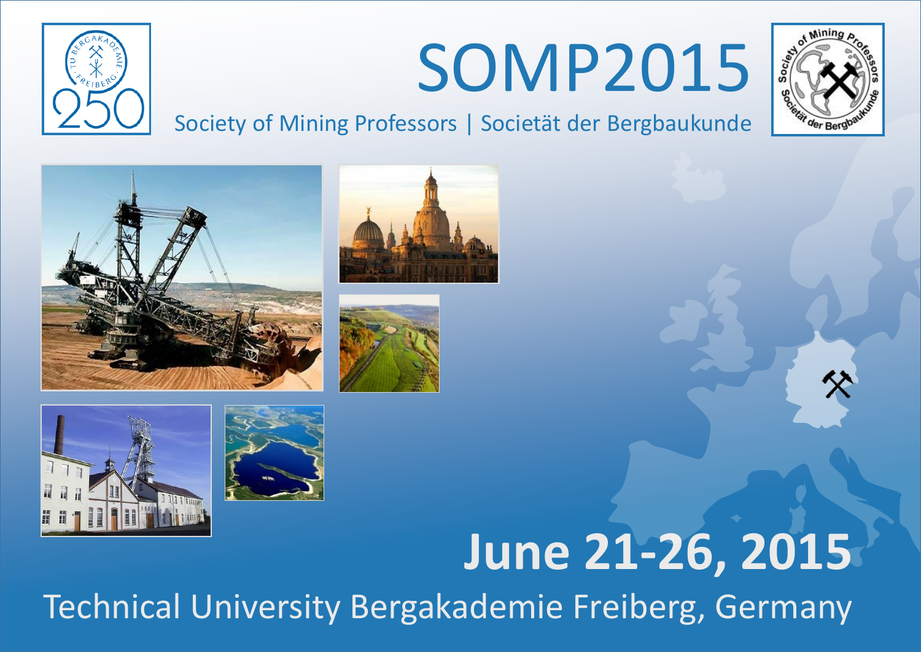# SOMP2015

Society of Mining Professors | Societät der Bergbaukunde

## June 21-26, 2015

Technical University Bergakademie Freiberg, Germany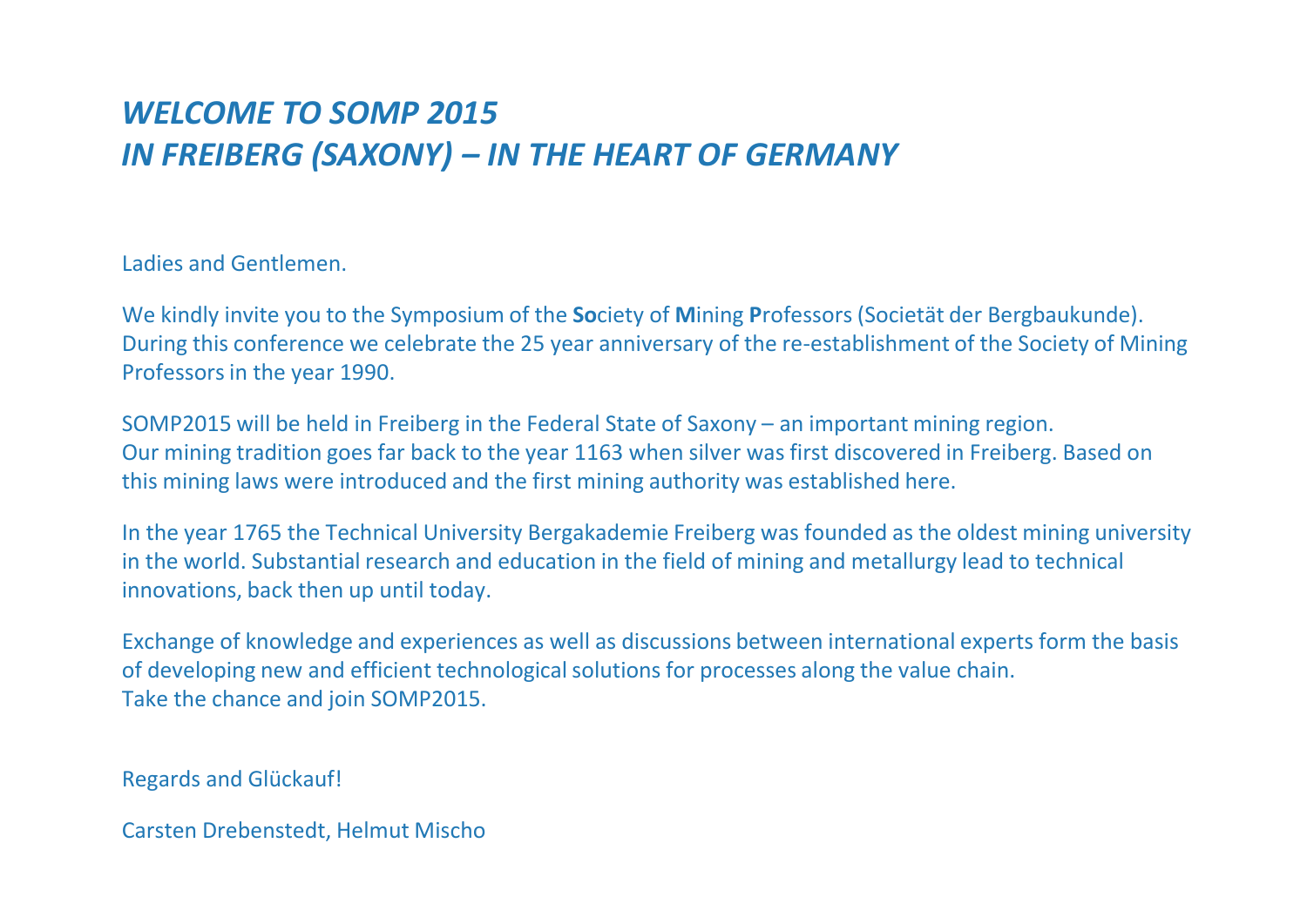# *WELCOME TO SOMP 2015*
# *IN FREIBERG (SAXONY) – IN THE HEART OF GERMANY*

Ladies and Gentlemen.

We kindly invite you to the Symposium of the **So**ciety of **M**ining **P**rofessors (Societät der Bergbaukunde). During this conference we celebrate the 25 year anniversary of the re-establishment of the Society of Mining Professors in the year 1990.

SOMP2015 will be held in Freiberg in the Federal State of Saxony – an important mining region. Our mining tradition goes far back to the year 1163 when silver was first discovered in Freiberg. Based on this mining laws were introduced and the first mining authority was established here.

In the year 1765 the Technical University Bergakademie Freiberg was founded as the oldest mining university in the world. Substantial research and education in the field of mining and metallurgy lead to technical innovations, back then up until today.

Exchange of knowledge and experiences as well as discussions between international experts form the basis of developing new and efficient technological solutions for processes along the value chain.
Take the chance and join SOMP2015.

Regards and Glückauf!

Carsten Drebenstedt, Helmut Mischo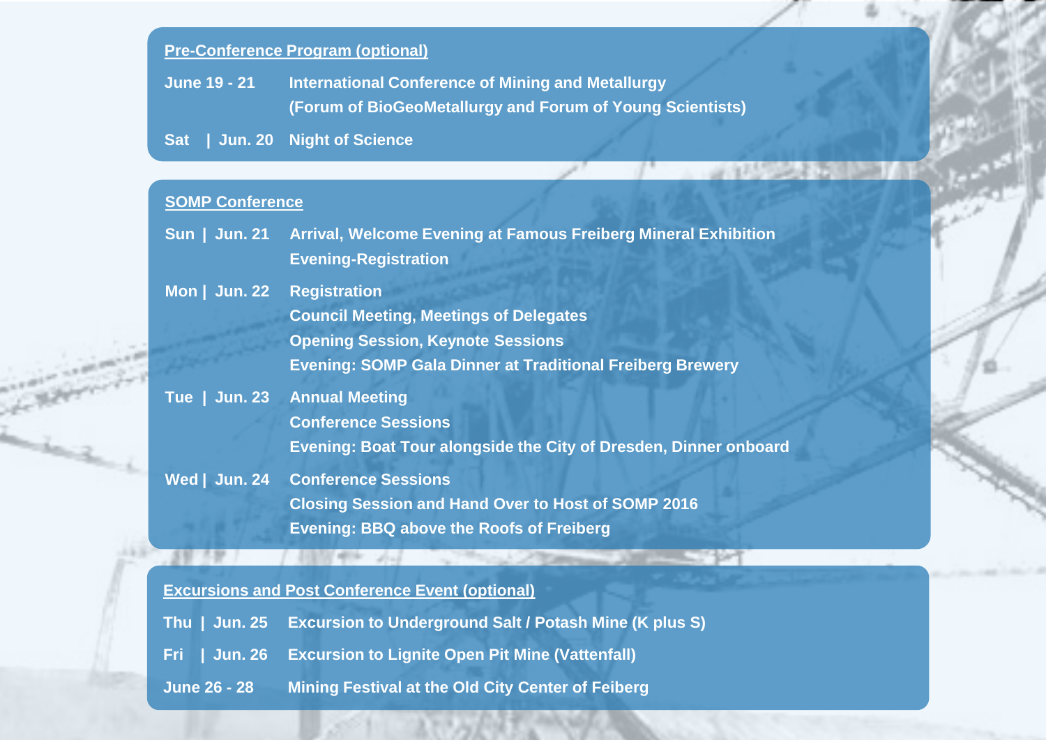## Pre-Conference Program (optional)

| | |
|---|---|
| **June 19 - 21** | **International Conference of Mining and Metallurgy (Forum of BioGeoMetallurgy and Forum of Young Scientists)** |
| **Sat \| Jun. 20** | **Night of Science** |

## SOMP Conference

| | |
|---|---|
| **Sun \| Jun. 21** | **Arrival, Welcome Evening at Famous Freiberg Mineral Exhibition**<br>**Evening-Registration** |
| **Mon \| Jun. 22** | **Registration**<br>**Council Meeting, Meetings of Delegates**<br>**Opening Session, Keynote Sessions**<br>**Evening: SOMP Gala Dinner at Traditional Freiberg Brewery** |
| **Tue \| Jun. 23** | **Annual Meeting**<br>**Conference Sessions**<br>**Evening: Boat Tour alongside the City of Dresden, Dinner onboard** |
| **Wed \| Jun. 24** | **Conference Sessions**<br>**Closing Session and Hand Over to Host of SOMP 2016**<br>**Evening: BBQ above the Roofs of Freiberg** |

## Excursions and Post Conference Event (optional)

| | |
|---|---|
| **Thu \| Jun. 25** | **Excursion to Underground Salt / Potash Mine (K plus S)** |
| **Fri \| Jun. 26** | **Excursion to Lignite Open Pit Mine (Vattenfall)** |
| **June 26 - 28** | **Mining Festival at the Old City Center of Feiberg** |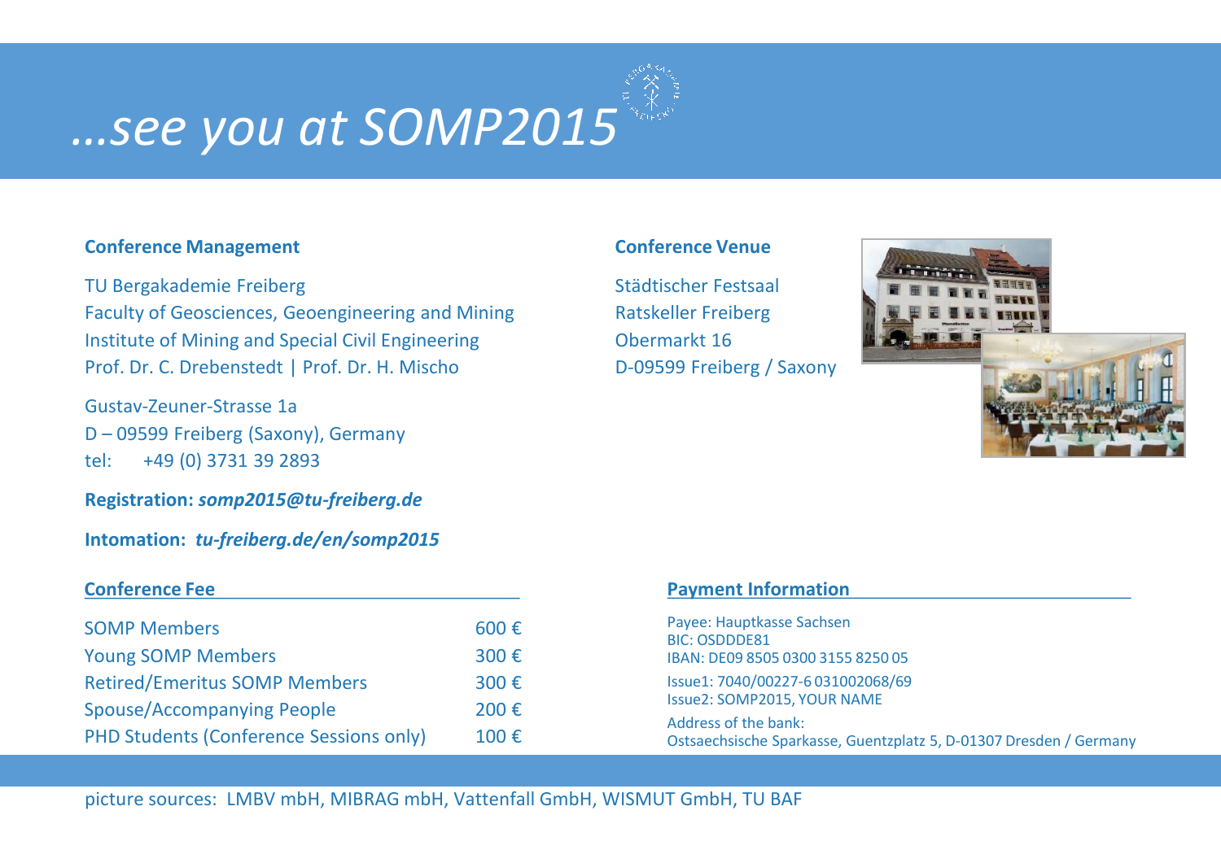# …see you at SOMP2015

## Conference Management

TU Bergakademie Freiberg
Faculty of Geosciences, Geoengineering and Mining
Institute of Mining and Special Civil Engineering
Prof. Dr. C. Drebenstedt | Prof. Dr. H. Mischo

Gustav-Zeuner-Strasse 1a
D – 09599 Freiberg (Saxony), Germany
tel: +49 (0) 3731 39 2893

**Registration:** ***somp2015@tu-freiberg.de***

**Intomation:** ***tu-freiberg.de/en/somp2015***

## Conference Venue

Städtischer Festsaal
Ratskeller Freiberg
Obermarkt 16
D-09599 Freiberg / Saxony

## Conference Fee

| | |
|---|---|
| SOMP Members | 600 € |
| Young SOMP Members | 300 € |
| Retired/Emeritus SOMP Members | 300 € |
| Spouse/Accompanying People | 200 € |
| PHD Students (Conference Sessions only) | 100 € |

## Payment Information

Payee: Hauptkasse Sachsen
BIC: OSDDDE81
IBAN: DE09 8505 0300 3155 8250 05

Issue1: 7040/00227-6 031002068/69
Issue2: SOMP2015, YOUR NAME

Address of the bank:
Ostsaechsische Sparkasse, Guentzplatz 5, D-01307 Dresden / Germany

picture sources: LMBV mbH, MIBRAG mbH, Vattenfall GmbH, WISMUT GmbH, TU BAF